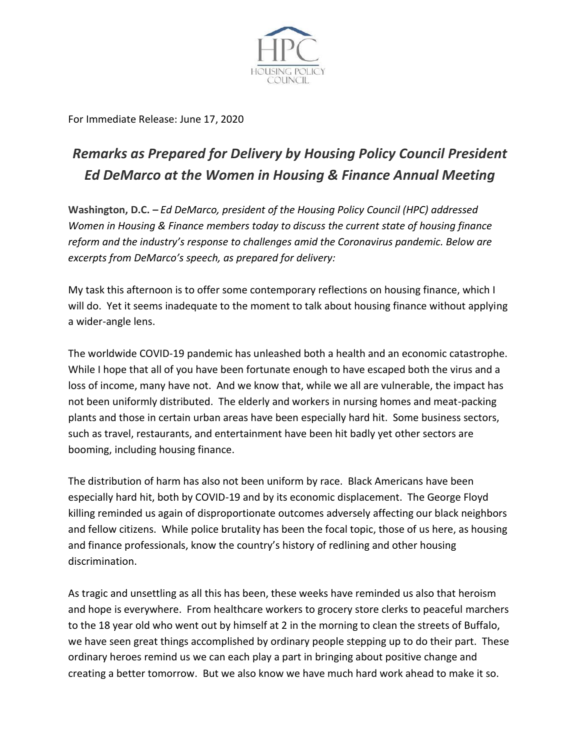For Immediate Release: June 17, 2020

# *Remarks as Prepared for Delivery by Housing Policy Council President Ed DeMarco at the Women in Housing & Finance Annual Meeting*

**Washington, D.C. –** *Ed DeMarco, president of the Housing Policy Council (HPC) addressed Women in Housing & Finance members today to discuss the current state of housing finance reform and the industry's response to challenges amid the Coronavirus pandemic. Below are excerpts from DeMarco's speech, as prepared for delivery:*

My task this afternoon is to offer some contemporary reflections on housing finance, which I will do. Yet it seems inadequate to the moment to talk about housing finance without applying a wider-angle lens.

The worldwide COVID-19 pandemic has unleashed both a health and an economic catastrophe. While I hope that all of you have been fortunate enough to have escaped both the virus and a loss of income, many have not. And we know that, while we all are vulnerable, the impact has not been uniformly distributed. The elderly and workers in nursing homes and meat-packing plants and those in certain urban areas have been especially hard hit. Some business sectors, such as travel, restaurants, and entertainment have been hit badly yet other sectors are booming, including housing finance.

The distribution of harm has also not been uniform by race. Black Americans have been especially hard hit, both by COVID-19 and by its economic displacement. The George Floyd killing reminded us again of disproportionate outcomes adversely affecting our black neighbors and fellow citizens. While police brutality has been the focal topic, those of us here, as housing and finance professionals, know the country's history of redlining and other housing discrimination.

As tragic and unsettling as all this has been, these weeks have reminded us also that heroism and hope is everywhere. From healthcare workers to grocery store clerks to peaceful marchers to the 18 year old who went out by himself at 2 in the morning to clean the streets of Buffalo, we have seen great things accomplished by ordinary people stepping up to do their part. These ordinary heroes remind us we can each play a part in bringing about positive change and creating a better tomorrow. But we also know we have much hard work ahead to make it so.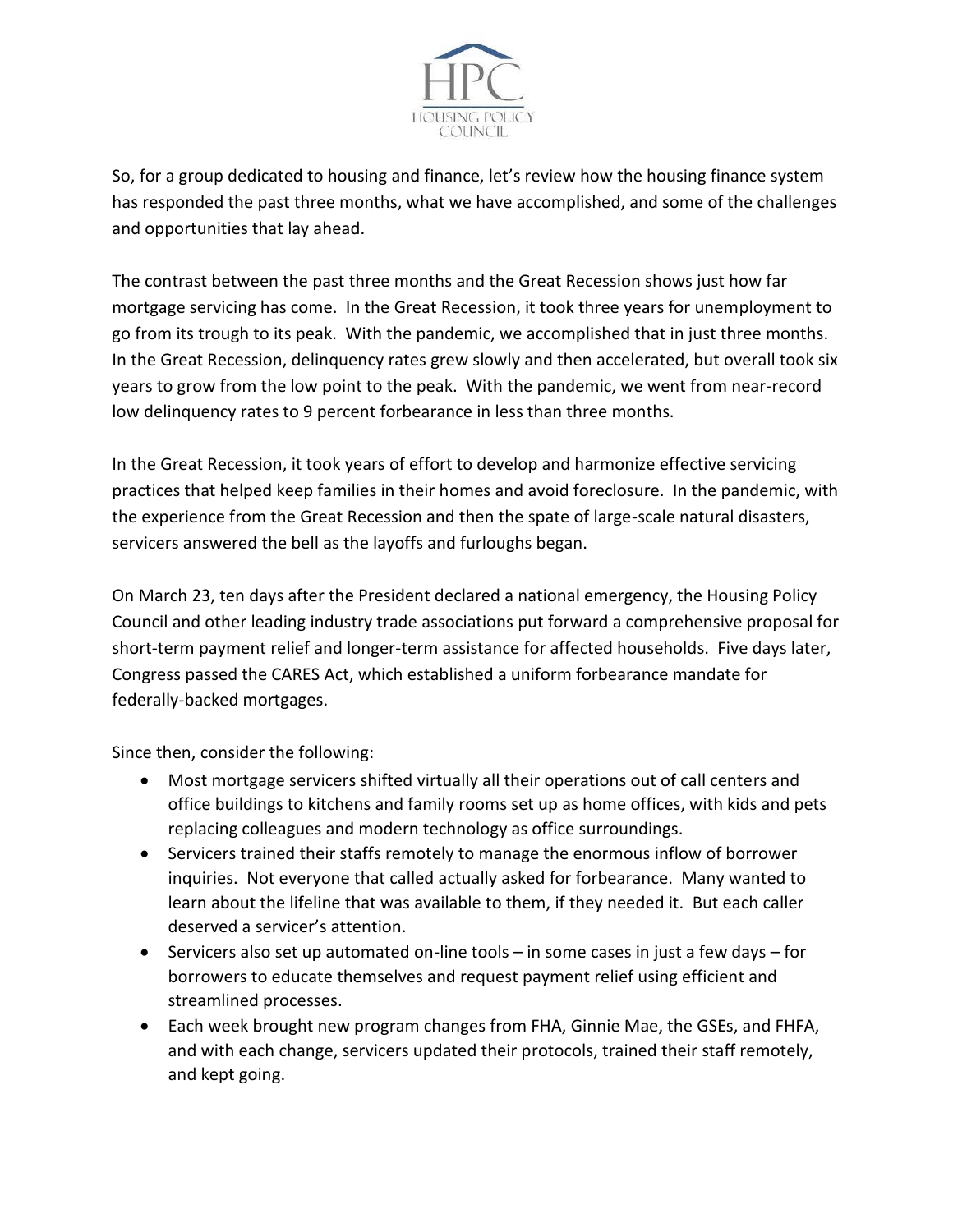So, for a group dedicated to housing and finance, let's review how the housing finance system has responded the past three months, what we have accomplished, and some of the challenges and opportunities that lay ahead.

The contrast between the past three months and the Great Recession shows just how far mortgage servicing has come. In the Great Recession, it took three years for unemployment to go from its trough to its peak. With the pandemic, we accomplished that in just three months. In the Great Recession, delinquency rates grew slowly and then accelerated, but overall took six years to grow from the low point to the peak. With the pandemic, we went from near-record low delinquency rates to 9 percent forbearance in less than three months.

In the Great Recession, it took years of effort to develop and harmonize effective servicing practices that helped keep families in their homes and avoid foreclosure. In the pandemic, with the experience from the Great Recession and then the spate of large-scale natural disasters, servicers answered the bell as the layoffs and furloughs began.

On March 23, ten days after the President declared a national emergency, the Housing Policy Council and other leading industry trade associations put forward a comprehensive proposal for short-term payment relief and longer-term assistance for affected households. Five days later, Congress passed the CARES Act, which established a uniform forbearance mandate for federally-backed mortgages.

Since then, consider the following:

- Most mortgage servicers shifted virtually all their operations out of call centers and office buildings to kitchens and family rooms set up as home offices, with kids and pets replacing colleagues and modern technology as office surroundings.
- Servicers trained their staffs remotely to manage the enormous inflow of borrower inquiries. Not everyone that called actually asked for forbearance. Many wanted to learn about the lifeline that was available to them, if they needed it. But each caller deserved a servicer's attention.
- Servicers also set up automated on-line tools – in some cases in just a few days – for borrowers to educate themselves and request payment relief using efficient and streamlined processes.
- Each week brought new program changes from FHA, Ginnie Mae, the GSEs, and FHFA, and with each change, servicers updated their protocols, trained their staff remotely, and kept going.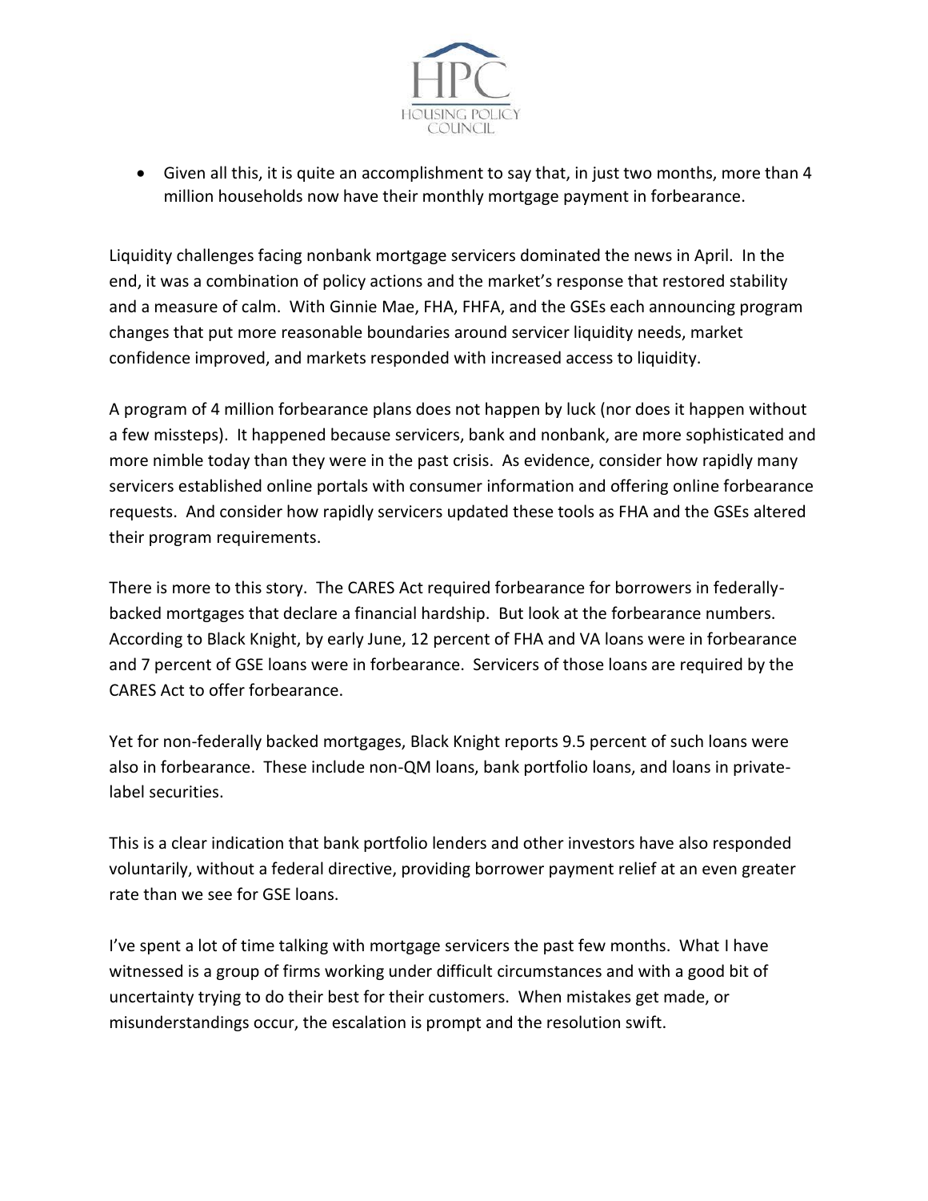- Given all this, it is quite an accomplishment to say that, in just two months, more than 4 million households now have their monthly mortgage payment in forbearance.

Liquidity challenges facing nonbank mortgage servicers dominated the news in April. In the end, it was a combination of policy actions and the market's response that restored stability and a measure of calm. With Ginnie Mae, FHA, FHFA, and the GSEs each announcing program changes that put more reasonable boundaries around servicer liquidity needs, market confidence improved, and markets responded with increased access to liquidity.

A program of 4 million forbearance plans does not happen by luck (nor does it happen without a few missteps). It happened because servicers, bank and nonbank, are more sophisticated and more nimble today than they were in the past crisis. As evidence, consider how rapidly many servicers established online portals with consumer information and offering online forbearance requests. And consider how rapidly servicers updated these tools as FHA and the GSEs altered their program requirements.

There is more to this story. The CARES Act required forbearance for borrowers in federally-backed mortgages that declare a financial hardship. But look at the forbearance numbers. According to Black Knight, by early June, 12 percent of FHA and VA loans were in forbearance and 7 percent of GSE loans were in forbearance. Servicers of those loans are required by the CARES Act to offer forbearance.

Yet for non-federally backed mortgages, Black Knight reports 9.5 percent of such loans were also in forbearance. These include non-QM loans, bank portfolio loans, and loans in private-label securities.

This is a clear indication that bank portfolio lenders and other investors have also responded voluntarily, without a federal directive, providing borrower payment relief at an even greater rate than we see for GSE loans.

I've spent a lot of time talking with mortgage servicers the past few months. What I have witnessed is a group of firms working under difficult circumstances and with a good bit of uncertainty trying to do their best for their customers. When mistakes get made, or misunderstandings occur, the escalation is prompt and the resolution swift.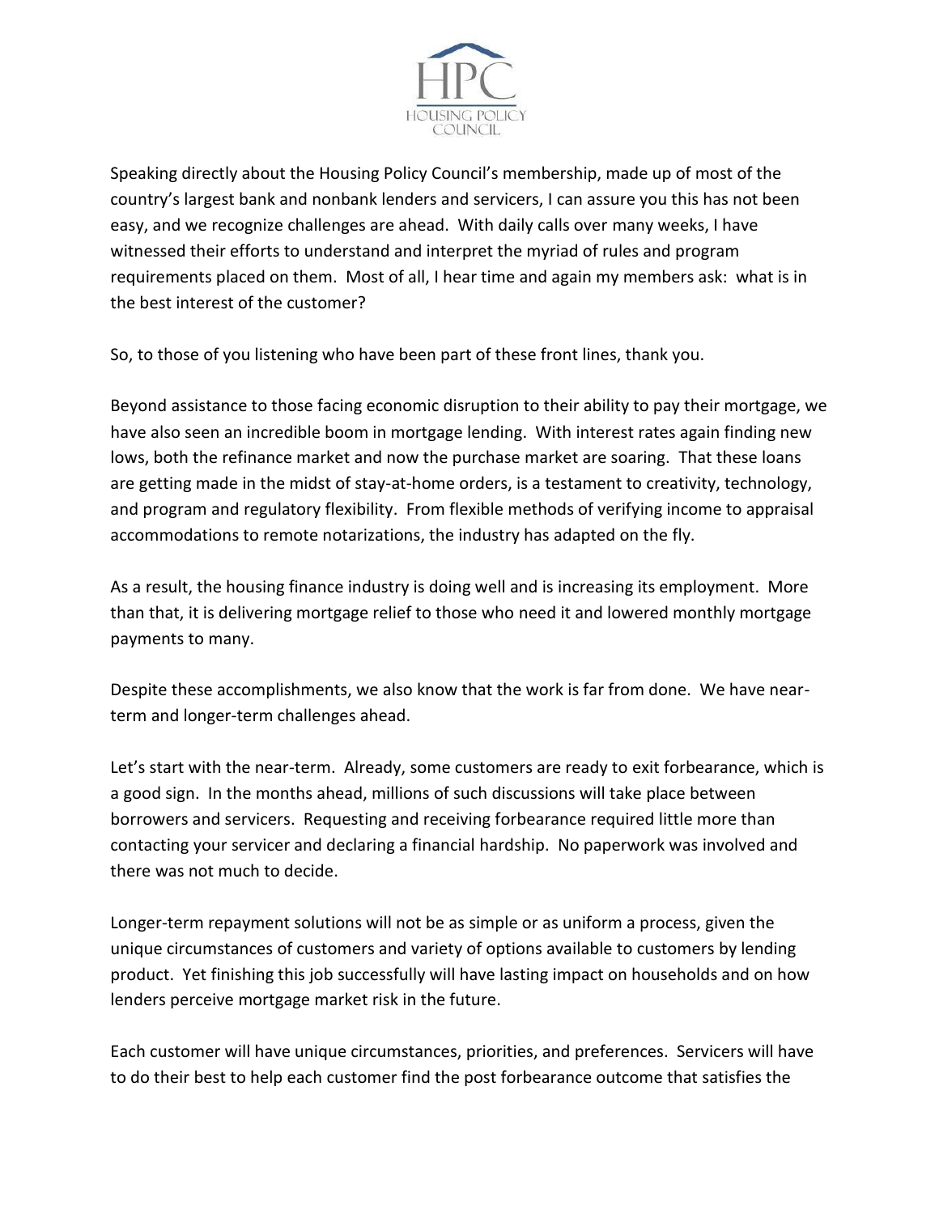Speaking directly about the Housing Policy Council's membership, made up of most of the country's largest bank and nonbank lenders and servicers, I can assure you this has not been easy, and we recognize challenges are ahead. With daily calls over many weeks, I have witnessed their efforts to understand and interpret the myriad of rules and program requirements placed on them. Most of all, I hear time and again my members ask: what is in the best interest of the customer?

So, to those of you listening who have been part of these front lines, thank you.

Beyond assistance to those facing economic disruption to their ability to pay their mortgage, we have also seen an incredible boom in mortgage lending. With interest rates again finding new lows, both the refinance market and now the purchase market are soaring. That these loans are getting made in the midst of stay-at-home orders, is a testament to creativity, technology, and program and regulatory flexibility. From flexible methods of verifying income to appraisal accommodations to remote notarizations, the industry has adapted on the fly.

As a result, the housing finance industry is doing well and is increasing its employment. More than that, it is delivering mortgage relief to those who need it and lowered monthly mortgage payments to many.

Despite these accomplishments, we also know that the work is far from done. We have near-term and longer-term challenges ahead.

Let's start with the near-term. Already, some customers are ready to exit forbearance, which is a good sign. In the months ahead, millions of such discussions will take place between borrowers and servicers. Requesting and receiving forbearance required little more than contacting your servicer and declaring a financial hardship. No paperwork was involved and there was not much to decide.

Longer-term repayment solutions will not be as simple or as uniform a process, given the unique circumstances of customers and variety of options available to customers by lending product. Yet finishing this job successfully will have lasting impact on households and on how lenders perceive mortgage market risk in the future.

Each customer will have unique circumstances, priorities, and preferences. Servicers will have to do their best to help each customer find the post forbearance outcome that satisfies the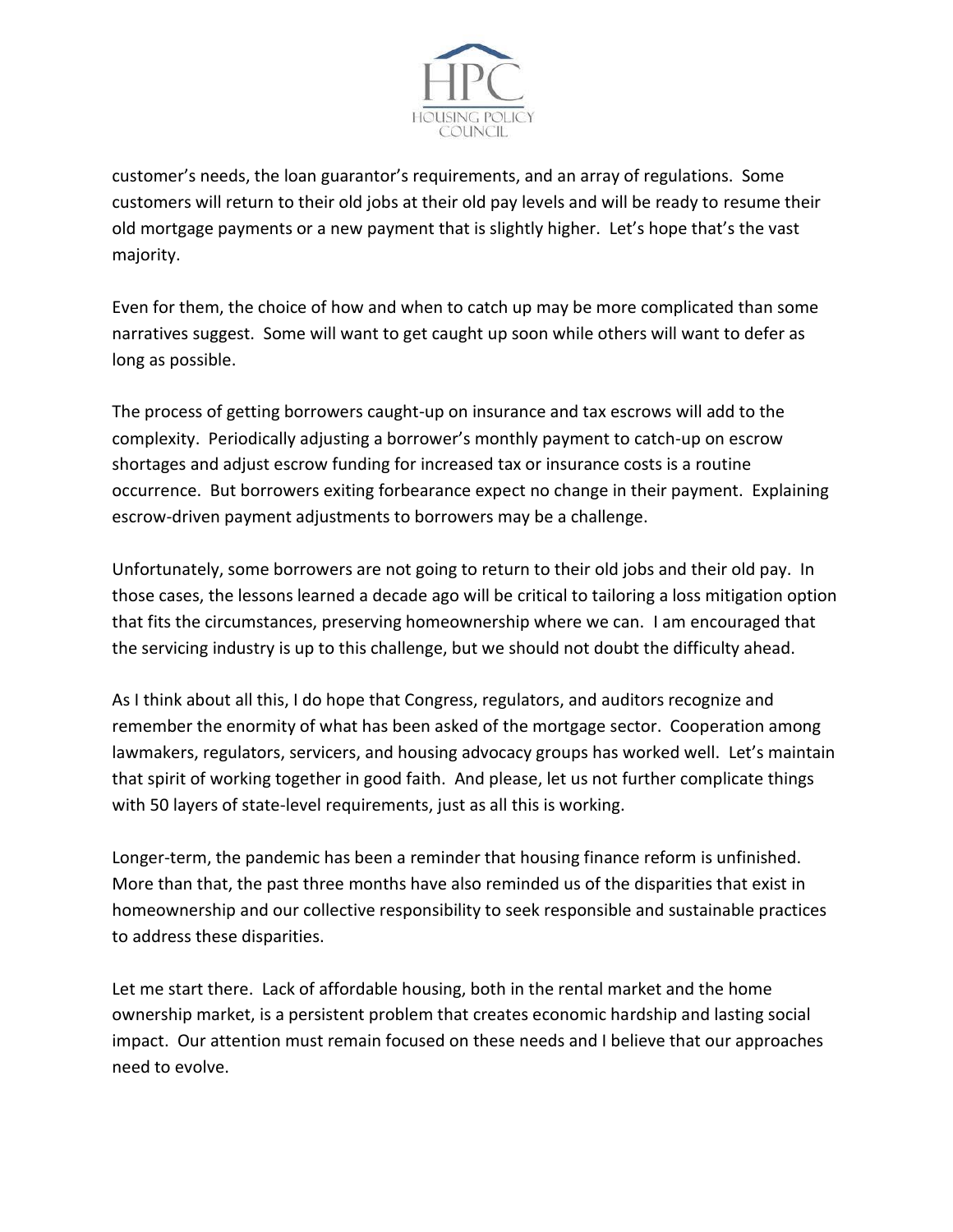customer's needs, the loan guarantor's requirements, and an array of regulations. Some customers will return to their old jobs at their old pay levels and will be ready to resume their old mortgage payments or a new payment that is slightly higher. Let's hope that's the vast majority.

Even for them, the choice of how and when to catch up may be more complicated than some narratives suggest. Some will want to get caught up soon while others will want to defer as long as possible.

The process of getting borrowers caught-up on insurance and tax escrows will add to the complexity. Periodically adjusting a borrower's monthly payment to catch-up on escrow shortages and adjust escrow funding for increased tax or insurance costs is a routine occurrence. But borrowers exiting forbearance expect no change in their payment. Explaining escrow-driven payment adjustments to borrowers may be a challenge.

Unfortunately, some borrowers are not going to return to their old jobs and their old pay. In those cases, the lessons learned a decade ago will be critical to tailoring a loss mitigation option that fits the circumstances, preserving homeownership where we can. I am encouraged that the servicing industry is up to this challenge, but we should not doubt the difficulty ahead.

As I think about all this, I do hope that Congress, regulators, and auditors recognize and remember the enormity of what has been asked of the mortgage sector. Cooperation among lawmakers, regulators, servicers, and housing advocacy groups has worked well. Let's maintain that spirit of working together in good faith. And please, let us not further complicate things with 50 layers of state-level requirements, just as all this is working.

Longer-term, the pandemic has been a reminder that housing finance reform is unfinished. More than that, the past three months have also reminded us of the disparities that exist in homeownership and our collective responsibility to seek responsible and sustainable practices to address these disparities.

Let me start there. Lack of affordable housing, both in the rental market and the home ownership market, is a persistent problem that creates economic hardship and lasting social impact. Our attention must remain focused on these needs and I believe that our approaches need to evolve.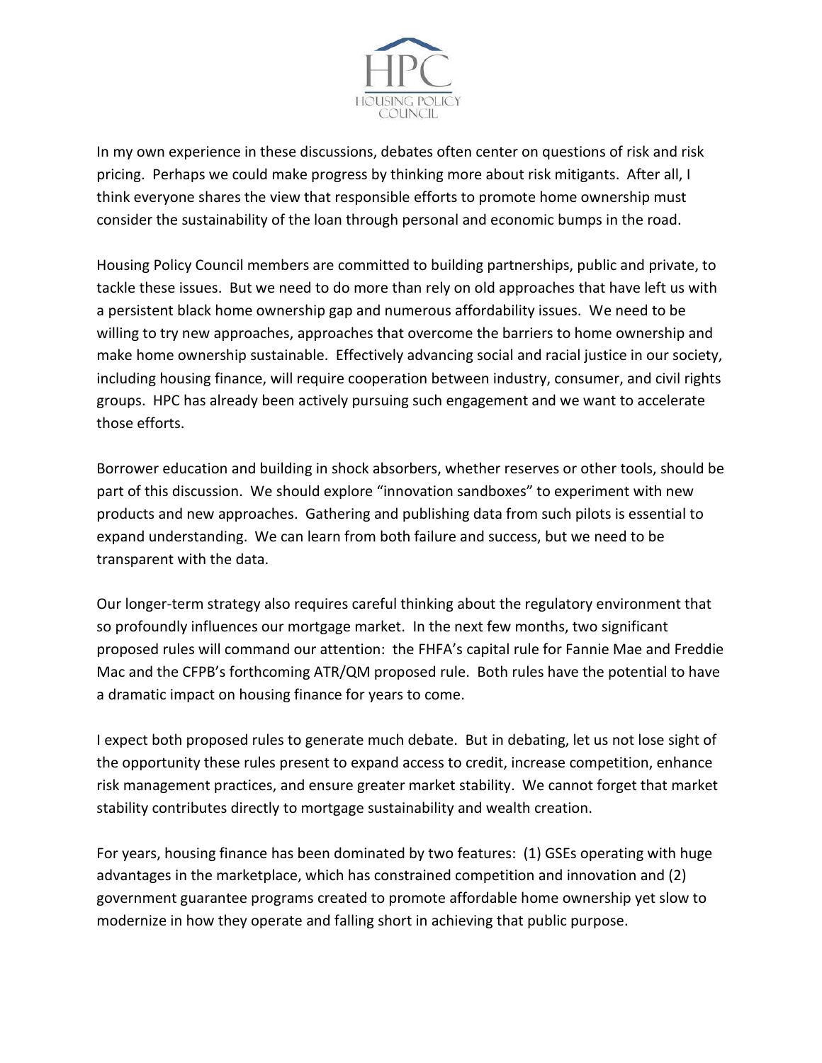In my own experience in these discussions, debates often center on questions of risk and risk pricing. Perhaps we could make progress by thinking more about risk mitigants. After all, I think everyone shares the view that responsible efforts to promote home ownership must consider the sustainability of the loan through personal and economic bumps in the road.

Housing Policy Council members are committed to building partnerships, public and private, to tackle these issues. But we need to do more than rely on old approaches that have left us with a persistent black home ownership gap and numerous affordability issues. We need to be willing to try new approaches, approaches that overcome the barriers to home ownership and make home ownership sustainable. Effectively advancing social and racial justice in our society, including housing finance, will require cooperation between industry, consumer, and civil rights groups. HPC has already been actively pursuing such engagement and we want to accelerate those efforts.

Borrower education and building in shock absorbers, whether reserves or other tools, should be part of this discussion. We should explore "innovation sandboxes" to experiment with new products and new approaches. Gathering and publishing data from such pilots is essential to expand understanding. We can learn from both failure and success, but we need to be transparent with the data.

Our longer-term strategy also requires careful thinking about the regulatory environment that so profoundly influences our mortgage market. In the next few months, two significant proposed rules will command our attention: the FHFA's capital rule for Fannie Mae and Freddie Mac and the CFPB's forthcoming ATR/QM proposed rule. Both rules have the potential to have a dramatic impact on housing finance for years to come.

I expect both proposed rules to generate much debate. But in debating, let us not lose sight of the opportunity these rules present to expand access to credit, increase competition, enhance risk management practices, and ensure greater market stability. We cannot forget that market stability contributes directly to mortgage sustainability and wealth creation.

For years, housing finance has been dominated by two features: (1) GSEs operating with huge advantages in the marketplace, which has constrained competition and innovation and (2) government guarantee programs created to promote affordable home ownership yet slow to modernize in how they operate and falling short in achieving that public purpose.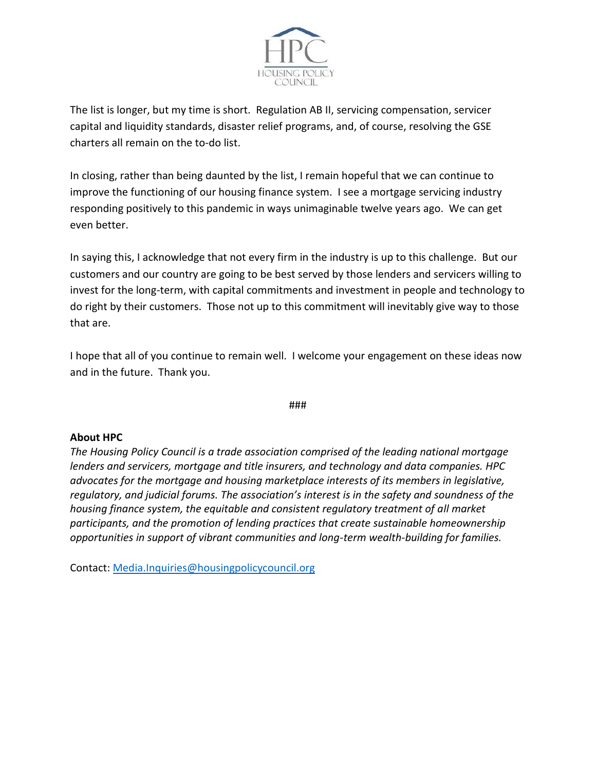The list is longer, but my time is short. Regulation AB II, servicing compensation, servicer capital and liquidity standards, disaster relief programs, and, of course, resolving the GSE charters all remain on the to-do list.

In closing, rather than being daunted by the list, I remain hopeful that we can continue to improve the functioning of our housing finance system. I see a mortgage servicing industry responding positively to this pandemic in ways unimaginable twelve years ago. We can get even better.

In saying this, I acknowledge that not every firm in the industry is up to this challenge. But our customers and our country are going to be best served by those lenders and servicers willing to invest for the long-term, with capital commitments and investment in people and technology to do right by their customers. Those not up to this commitment will inevitably give way to those that are.

I hope that all of you continue to remain well. I welcome your engagement on these ideas now and in the future. Thank you.

###

**About HPC**

*The Housing Policy Council is a trade association comprised of the leading national mortgage lenders and servicers, mortgage and title insurers, and technology and data companies. HPC advocates for the mortgage and housing marketplace interests of its members in legislative, regulatory, and judicial forums. The association's interest is in the safety and soundness of the housing finance system, the equitable and consistent regulatory treatment of all market participants, and the promotion of lending practices that create sustainable homeownership opportunities in support of vibrant communities and long-term wealth-building for families.*

Contact: Media.Inquiries@housingpolicycouncil.org